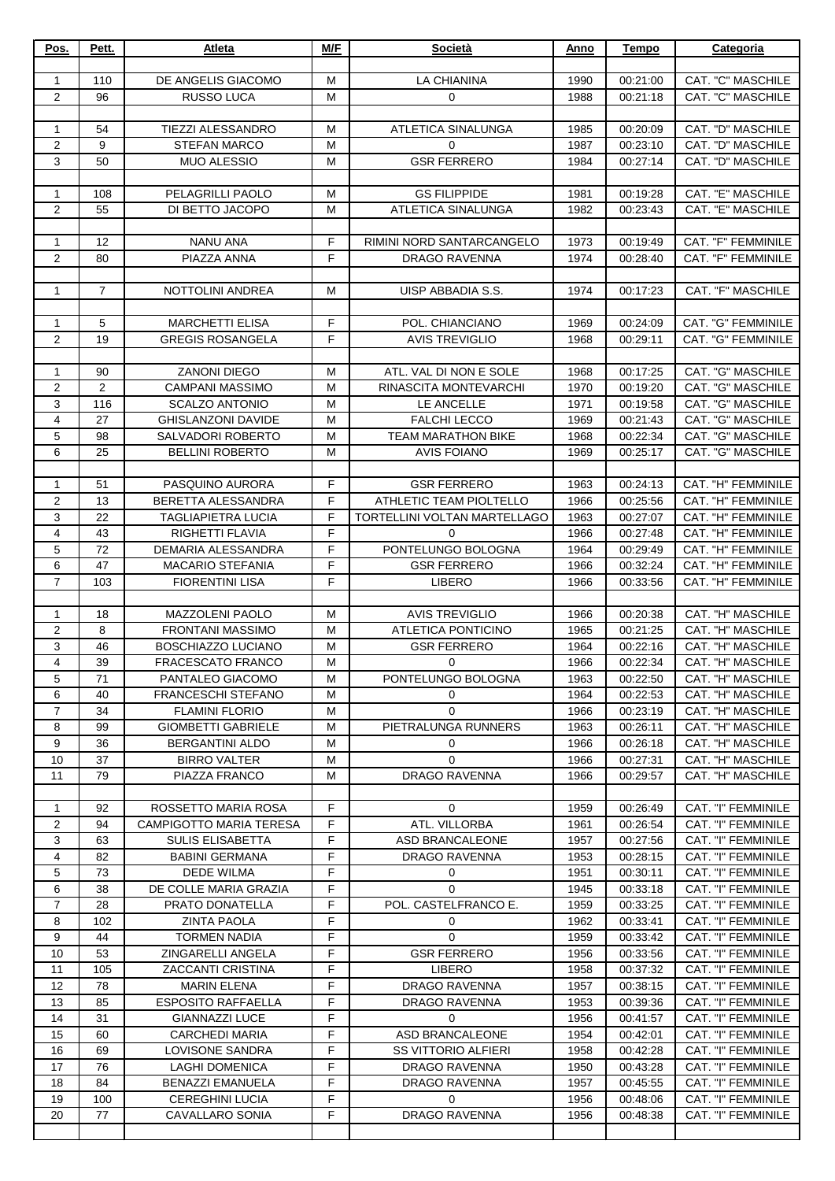| Pos. | Pett. | Atleta | M/F | Società | Anno | Tempo | Categoria |
|---|---|---|---|---|---|---|---|
| | | | | | | | |
| 1 | 110 | DE ANGELIS GIACOMO | M | LA CHIANINA | 1990 | 00:21:00 | CAT. "C" MASCHILE |
| 2 | 96 | RUSSO LUCA | M | 0 | 1988 | 00:21:18 | CAT. "C" MASCHILE |
| | | | | | | | |
| 1 | 54 | TIEZZI ALESSANDRO | M | ATLETICA SINALUNGA | 1985 | 00:20:09 | CAT. "D" MASCHILE |
| 2 | 9 | STEFAN MARCO | M | 0 | 1987 | 00:23:10 | CAT. "D" MASCHILE |
| 3 | 50 | MUO ALESSIO | M | GSR FERRERO | 1984 | 00:27:14 | CAT. "D" MASCHILE |
| | | | | | | | |
| 1 | 108 | PELAGRILLI PAOLO | M | GS FILIPPIDE | 1981 | 00:19:28 | CAT. "E" MASCHILE |
| 2 | 55 | DI BETTO JACOPO | M | ATLETICA SINALUNGA | 1982 | 00:23:43 | CAT. "E" MASCHILE |
| | | | | | | | |
| 1 | 12 | NANU ANA | F | RIMINI NORD SANTARCANGELO | 1973 | 00:19:49 | CAT. "F" FEMMINILE |
| 2 | 80 | PIAZZA ANNA | F | DRAGO RAVENNA | 1974 | 00:28:40 | CAT. "F" FEMMINILE |
| | | | | | | | |
| 1 | 7 | NOTTOLINI ANDREA | M | UISP ABBADIA S.S. | 1974 | 00:17:23 | CAT. "F" MASCHILE |
| | | | | | | | |
| 1 | 5 | MARCHETTI ELISA | F | POL. CHIANCIANO | 1969 | 00:24:09 | CAT. "G" FEMMINILE |
| 2 | 19 | GREGIS ROSANGELA | F | AVIS TREVIGLIO | 1968 | 00:29:11 | CAT. "G" FEMMINILE |
| | | | | | | | |
| 1 | 90 | ZANONI DIEGO | M | ATL. VAL DI NON E SOLE | 1968 | 00:17:25 | CAT. "G" MASCHILE |
| 2 | 2 | CAMPANI MASSIMO | M | RINASCITA MONTEVARCHI | 1970 | 00:19:20 | CAT. "G" MASCHILE |
| 3 | 116 | SCALZO ANTONIO | M | LE ANCELLE | 1971 | 00:19:58 | CAT. "G" MASCHILE |
| 4 | 27 | GHISLANZONI DAVIDE | M | FALCHI LECCO | 1969 | 00:21:43 | CAT. "G" MASCHILE |
| 5 | 98 | SALVADORI ROBERTO | M | TEAM MARATHON BIKE | 1968 | 00:22:34 | CAT. "G" MASCHILE |
| 6 | 25 | BELLINI ROBERTO | M | AVIS FOIANO | 1969 | 00:25:17 | CAT. "G" MASCHILE |
| | | | | | | | |
| 1 | 51 | PASQUINO AURORA | F | GSR FERRERO | 1963 | 00:24:13 | CAT. "H" FEMMINILE |
| 2 | 13 | BERETTA ALESSANDRA | F | ATHLETIC TEAM PIOLTELLO | 1966 | 00:25:56 | CAT. "H" FEMMINILE |
| 3 | 22 | TAGLIAPIETRA LUCIA | F | TORTELLINI VOLTAN MARTELLAGO | 1963 | 00:27:07 | CAT. "H" FEMMINILE |
| 4 | 43 | RIGHETTI FLAVIA | F | 0 | 1966 | 00:27:48 | CAT. "H" FEMMINILE |
| 5 | 72 | DEMARIA ALESSANDRA | F | PONTELUNGO BOLOGNA | 1964 | 00:29:49 | CAT. "H" FEMMINILE |
| 6 | 47 | MACARIO STEFANIA | F | GSR FERRERO | 1966 | 00:32:24 | CAT. "H" FEMMINILE |
| 7 | 103 | FIORENTINI LISA | F | LIBERO | 1966 | 00:33:56 | CAT. "H" FEMMINILE |
| | | | | | | | |
| 1 | 18 | MAZZOLENI PAOLO | M | AVIS TREVIGLIO | 1966 | 00:20:38 | CAT. "H" MASCHILE |
| 2 | 8 | FRONTANI MASSIMO | M | ATLETICA PONTICINO | 1965 | 00:21:25 | CAT. "H" MASCHILE |
| 3 | 46 | BOSCHIAZZO LUCIANO | M | GSR FERRERO | 1964 | 00:22:16 | CAT. "H" MASCHILE |
| 4 | 39 | FRACESCATO FRANCO | M | 0 | 1966 | 00:22:34 | CAT. "H" MASCHILE |
| 5 | 71 | PANTALEO GIACOMO | M | PONTELUNGO BOLOGNA | 1963 | 00:22:50 | CAT. "H" MASCHILE |
| 6 | 40 | FRANCESCHI STEFANO | M | 0 | 1964 | 00:22:53 | CAT. "H" MASCHILE |
| 7 | 34 | FLAMINI FLORIO | M | 0 | 1966 | 00:23:19 | CAT. "H" MASCHILE |
| 8 | 99 | GIOMBETTI GABRIELE | M | PIETRALUNGA RUNNERS | 1963 | 00:26:11 | CAT. "H" MASCHILE |
| 9 | 36 | BERGANTINI ALDO | M | 0 | 1966 | 00:26:18 | CAT. "H" MASCHILE |
| 10 | 37 | BIRRO VALTER | M | 0 | 1966 | 00:27:31 | CAT. "H" MASCHILE |
| 11 | 79 | PIAZZA FRANCO | M | DRAGO RAVENNA | 1966 | 00:29:57 | CAT. "H" MASCHILE |
| | | | | | | | |
| 1 | 92 | ROSSETTO MARIA ROSA | F | 0 | 1959 | 00:26:49 | CAT. "I" FEMMINILE |
| 2 | 94 | CAMPIGOTTO MARIA TERESA | F | ATL. VILLORBA | 1961 | 00:26:54 | CAT. "I" FEMMINILE |
| 3 | 63 | SULIS ELISABETTA | F | ASD BRANCALEONE | 1957 | 00:27:56 | CAT. "I" FEMMINILE |
| 4 | 82 | BABINI GERMANA | F | DRAGO RAVENNA | 1953 | 00:28:15 | CAT. "I" FEMMINILE |
| 5 | 73 | DEDE WILMA | F | 0 | 1951 | 00:30:11 | CAT. "I" FEMMINILE |
| 6 | 38 | DE COLLE MARIA GRAZIA | F | 0 | 1945 | 00:33:18 | CAT. "I" FEMMINILE |
| 7 | 28 | PRATO DONATELLA | F | POL. CASTELFRANCO E. | 1959 | 00:33:25 | CAT. "I" FEMMINILE |
| 8 | 102 | ZINTA PAOLA | F | 0 | 1962 | 00:33:41 | CAT. "I" FEMMINILE |
| 9 | 44 | TORMEN NADIA | F | 0 | 1959 | 00:33:42 | CAT. "I" FEMMINILE |
| 10 | 53 | ZINGARELLI ANGELA | F | GSR FERRERO | 1956 | 00:33:56 | CAT. "I" FEMMINILE |
| 11 | 105 | ZACCANTI CRISTINA | F | LIBERO | 1958 | 00:37:32 | CAT. "I" FEMMINILE |
| 12 | 78 | MARIN ELENA | F | DRAGO RAVENNA | 1957 | 00:38:15 | CAT. "I" FEMMINILE |
| 13 | 85 | ESPOSITO RAFFAELLA | F | DRAGO RAVENNA | 1953 | 00:39:36 | CAT. "I" FEMMINILE |
| 14 | 31 | GIANNAZZI LUCE | F | 0 | 1956 | 00:41:57 | CAT. "I" FEMMINILE |
| 15 | 60 | CARCHEDI MARIA | F | ASD BRANCALEONE | 1954 | 00:42:01 | CAT. "I" FEMMINILE |
| 16 | 69 | LOVISONE SANDRA | F | SS VITTORIO ALFIERI | 1958 | 00:42:28 | CAT. "I" FEMMINILE |
| 17 | 76 | LAGHI DOMENICA | F | DRAGO RAVENNA | 1950 | 00:43:28 | CAT. "I" FEMMINILE |
| 18 | 84 | BENAZZI EMANUELA | F | DRAGO RAVENNA | 1957 | 00:45:55 | CAT. "I" FEMMINILE |
| 19 | 100 | CEREGHINI LUCIA | F | 0 | 1956 | 00:48:06 | CAT. "I" FEMMINILE |
| 20 | 77 | CAVALLARO SONIA | F | DRAGO RAVENNA | 1956 | 00:48:38 | CAT. "I" FEMMINILE |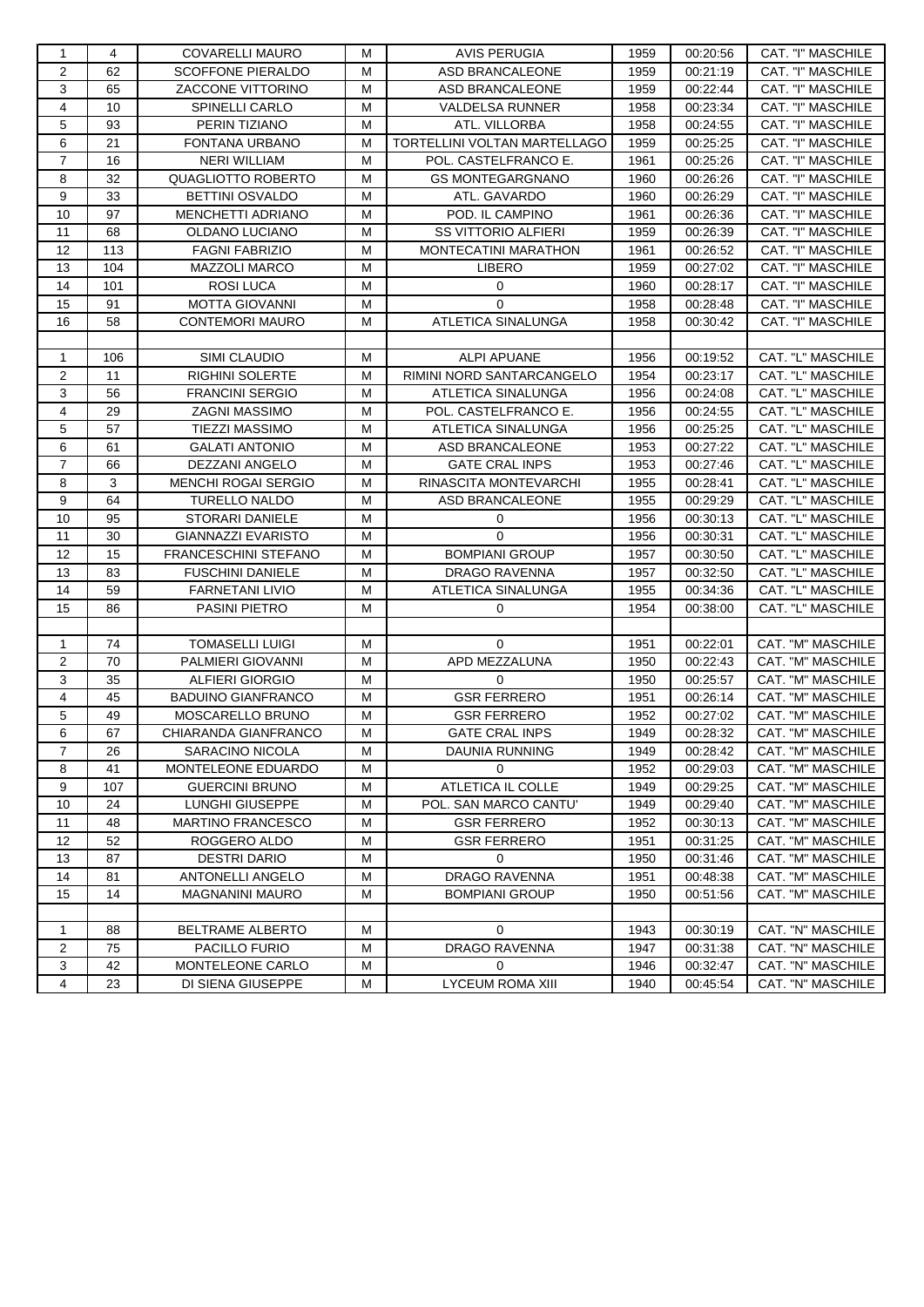| | | | | | | | |
|---|---|---|---|---|---|---|---|
| 1 | 4 | COVARELLI MAURO | M | AVIS PERUGIA | 1959 | 00:20:56 | CAT. "I" MASCHILE |
| 2 | 62 | SCOFFONE PIERALDO | M | ASD BRANCALEONE | 1959 | 00:21:19 | CAT. "I" MASCHILE |
| 3 | 65 | ZACCONE VITTORINO | M | ASD BRANCALEONE | 1959 | 00:22:44 | CAT. "I" MASCHILE |
| 4 | 10 | SPINELLI CARLO | M | VALDELSA RUNNER | 1958 | 00:23:34 | CAT. "I" MASCHILE |
| 5 | 93 | PERIN TIZIANO | M | ATL. VILLORBA | 1958 | 00:24:55 | CAT. "I" MASCHILE |
| 6 | 21 | FONTANA URBANO | M | TORTELLINI VOLTAN MARTELLAGO | 1959 | 00:25:25 | CAT. "I" MASCHILE |
| 7 | 16 | NERI WILLIAM | M | POL. CASTELFRANCO E. | 1961 | 00:25:26 | CAT. "I" MASCHILE |
| 8 | 32 | QUAGLIOTTO ROBERTO | M | GS MONTEGARGNANO | 1960 | 00:26:26 | CAT. "I" MASCHILE |
| 9 | 33 | BETTINI OSVALDO | M | ATL. GAVARDO | 1960 | 00:26:29 | CAT. "I" MASCHILE |
| 10 | 97 | MENCHETTI ADRIANO | M | POD. IL CAMPINO | 1961 | 00:26:36 | CAT. "I" MASCHILE |
| 11 | 68 | OLDANO LUCIANO | M | SS VITTORIO ALFIERI | 1959 | 00:26:39 | CAT. "I" MASCHILE |
| 12 | 113 | FAGNI FABRIZIO | M | MONTECATINI MARATHON | 1961 | 00:26:52 | CAT. "I" MASCHILE |
| 13 | 104 | MAZZOLI MARCO | M | LIBERO | 1959 | 00:27:02 | CAT. "I" MASCHILE |
| 14 | 101 | ROSI LUCA | M | 0 | 1960 | 00:28:17 | CAT. "I" MASCHILE |
| 15 | 91 | MOTTA GIOVANNI | M | 0 | 1958 | 00:28:48 | CAT. "I" MASCHILE |
| 16 | 58 | CONTEMORI MAURO | M | ATLETICA SINALUNGA | 1958 | 00:30:42 | CAT. "I" MASCHILE |
| | | | | | | | |
| 1 | 106 | SIMI CLAUDIO | M | ALPI APUANE | 1956 | 00:19:52 | CAT. "L" MASCHILE |
| 2 | 11 | RIGHINI SOLERTE | M | RIMINI NORD SANTARCANGELO | 1954 | 00:23:17 | CAT. "L" MASCHILE |
| 3 | 56 | FRANCINI SERGIO | M | ATLETICA SINALUNGA | 1956 | 00:24:08 | CAT. "L" MASCHILE |
| 4 | 29 | ZAGNI MASSIMO | M | POL. CASTELFRANCO E. | 1956 | 00:24:55 | CAT. "L" MASCHILE |
| 5 | 57 | TIEZZI MASSIMO | M | ATLETICA SINALUNGA | 1956 | 00:25:25 | CAT. "L" MASCHILE |
| 6 | 61 | GALATI ANTONIO | M | ASD BRANCALEONE | 1953 | 00:27:22 | CAT. "L" MASCHILE |
| 7 | 66 | DEZZANI ANGELO | M | GATE CRAL INPS | 1953 | 00:27:46 | CAT. "L" MASCHILE |
| 8 | 3 | MENCHI ROGAI SERGIO | M | RINASCITA MONTEVARCHI | 1955 | 00:28:41 | CAT. "L" MASCHILE |
| 9 | 64 | TURELLO NALDO | M | ASD BRANCALEONE | 1955 | 00:29:29 | CAT. "L" MASCHILE |
| 10 | 95 | STORARI DANIELE | M | 0 | 1956 | 00:30:13 | CAT. "L" MASCHILE |
| 11 | 30 | GIANNAZZI EVARISTO | M | 0 | 1956 | 00:30:31 | CAT. "L" MASCHILE |
| 12 | 15 | FRANCESCHINI STEFANO | M | BOMPIANI GROUP | 1957 | 00:30:50 | CAT. "L" MASCHILE |
| 13 | 83 | FUSCHINI DANIELE | M | DRAGO RAVENNA | 1957 | 00:32:50 | CAT. "L" MASCHILE |
| 14 | 59 | FARNETANI LIVIO | M | ATLETICA SINALUNGA | 1955 | 00:34:36 | CAT. "L" MASCHILE |
| 15 | 86 | PASINI PIETRO | M | 0 | 1954 | 00:38:00 | CAT. "L" MASCHILE |
| | | | | | | | |
| 1 | 74 | TOMASELLI LUIGI | M | 0 | 1951 | 00:22:01 | CAT. "M" MASCHILE |
| 2 | 70 | PALMIERI GIOVANNI | M | APD MEZZALUNA | 1950 | 00:22:43 | CAT. "M" MASCHILE |
| 3 | 35 | ALFIERI GIORGIO | M | 0 | 1950 | 00:25:57 | CAT. "M" MASCHILE |
| 4 | 45 | BADUINO GIANFRANCO | M | GSR FERRERO | 1951 | 00:26:14 | CAT. "M" MASCHILE |
| 5 | 49 | MOSCARELLO BRUNO | M | GSR FERRERO | 1952 | 00:27:02 | CAT. "M" MASCHILE |
| 6 | 67 | CHIARANDA GIANFRANCO | M | GATE CRAL INPS | 1949 | 00:28:32 | CAT. "M" MASCHILE |
| 7 | 26 | SARACINO NICOLA | M | DAUNIA RUNNING | 1949 | 00:28:42 | CAT. "M" MASCHILE |
| 8 | 41 | MONTELEONE EDUARDO | M | 0 | 1952 | 00:29:03 | CAT. "M" MASCHILE |
| 9 | 107 | GUERCINI BRUNO | M | ATLETICA IL COLLE | 1949 | 00:29:25 | CAT. "M" MASCHILE |
| 10 | 24 | LUNGHI GIUSEPPE | M | POL. SAN MARCO CANTU' | 1949 | 00:29:40 | CAT. "M" MASCHILE |
| 11 | 48 | MARTINO FRANCESCO | M | GSR FERRERO | 1952 | 00:30:13 | CAT. "M" MASCHILE |
| 12 | 52 | ROGGERO ALDO | M | GSR FERRERO | 1951 | 00:31:25 | CAT. "M" MASCHILE |
| 13 | 87 | DESTRI DARIO | M | 0 | 1950 | 00:31:46 | CAT. "M" MASCHILE |
| 14 | 81 | ANTONELLI ANGELO | M | DRAGO RAVENNA | 1951 | 00:48:38 | CAT. "M" MASCHILE |
| 15 | 14 | MAGNANINI MAURO | M | BOMPIANI GROUP | 1950 | 00:51:56 | CAT. "M" MASCHILE |
| | | | | | | | |
| 1 | 88 | BELTRAME ALBERTO | M | 0 | 1943 | 00:30:19 | CAT. "N" MASCHILE |
| 2 | 75 | PACILLO FURIO | M | DRAGO RAVENNA | 1947 | 00:31:38 | CAT. "N" MASCHILE |
| 3 | 42 | MONTELEONE CARLO | M | 0 | 1946 | 00:32:47 | CAT. "N" MASCHILE |
| 4 | 23 | DI SIENA GIUSEPPE | M | LYCEUM ROMA XIII | 1940 | 00:45:54 | CAT. "N" MASCHILE |